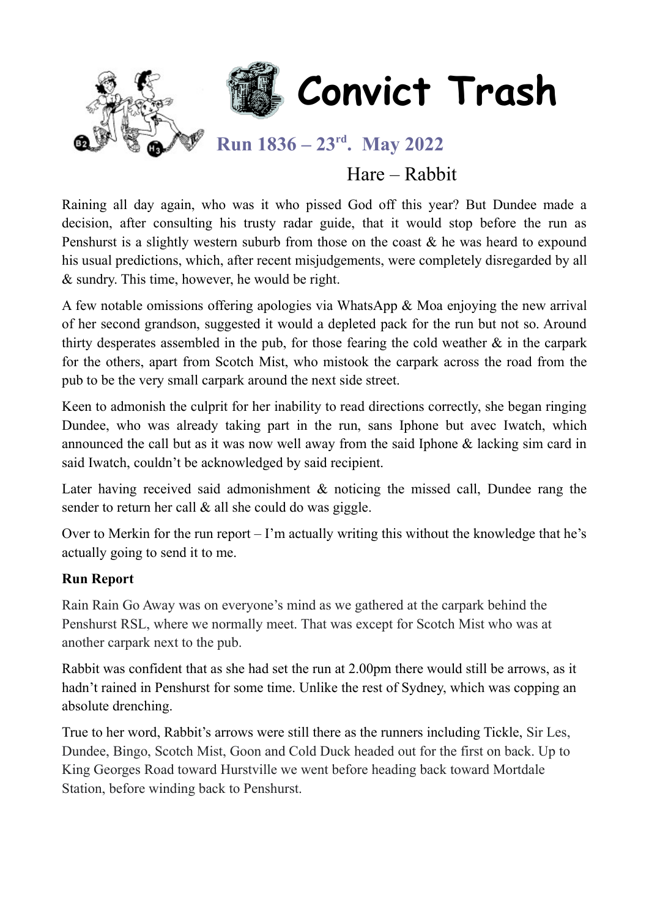# Convict Trash

## Run 1836 – 23rd. May 2022

### Hare – Rabbit

Raining all day again, who was it who pissed God off this year? But Dundee made a decision, after consulting his trusty radar guide, that it would stop before the run as Penshurst is a slightly western suburb from those on the coast & he was heard to expound his usual predictions, which, after recent misjudgements, were completely disregarded by all & sundry. This time, however, he would be right.

A few notable omissions offering apologies via WhatsApp & Moa enjoying the new arrival of her second grandson, suggested it would a depleted pack for the run but not so. Around thirty desperates assembled in the pub, for those fearing the cold weather & in the carpark for the others, apart from Scotch Mist, who mistook the carpark across the road from the pub to be the very small carpark around the next side street.

Keen to admonish the culprit for her inability to read directions correctly, she began ringing Dundee, who was already taking part in the run, sans Iphone but avec Iwatch, which announced the call but as it was now well away from the said Iphone & lacking sim card in said Iwatch, couldn't be acknowledged by said recipient.

Later having received said admonishment & noticing the missed call, Dundee rang the sender to return her call & all she could do was giggle.

Over to Merkin for the run report – I'm actually writing this without the knowledge that he's actually going to send it to me.

**Run Report**

Rain Rain Go Away was on everyone's mind as we gathered at the carpark behind the Penshurst RSL, where we normally meet. That was except for Scotch Mist who was at another carpark next to the pub.

Rabbit was confident that as she had set the run at 2.00pm there would still be arrows, as it hadn't rained in Penshurst for some time. Unlike the rest of Sydney, which was copping an absolute drenching.

True to her word, Rabbit's arrows were still there as the runners including Tickle, Sir Les, Dundee, Bingo, Scotch Mist, Goon and Cold Duck headed out for the first on back. Up to King Georges Road toward Hurstville we went before heading back toward Mortdale Station, before winding back to Penshurst.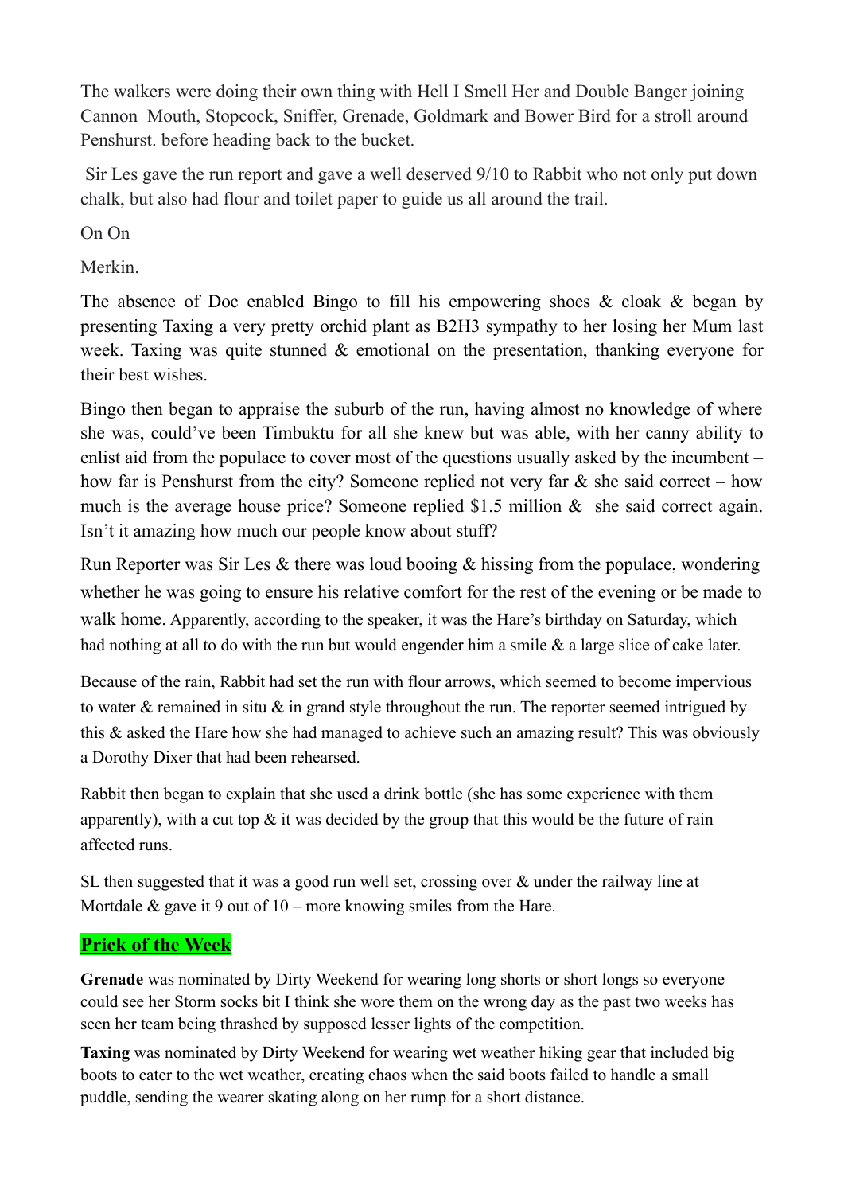The walkers were doing their own thing with Hell I Smell Her and Double Banger joining Cannon Mouth, Stopcock, Sniffer, Grenade, Goldmark and Bower Bird for a stroll around Penshurst. before heading back to the bucket.

Sir Les gave the run report and gave a well deserved 9/10 to Rabbit who not only put down chalk, but also had flour and toilet paper to guide us all around the trail.

On On

Merkin.

The absence of Doc enabled Bingo to fill his empowering shoes & cloak & began by presenting Taxing a very pretty orchid plant as B2H3 sympathy to her losing her Mum last week. Taxing was quite stunned & emotional on the presentation, thanking everyone for their best wishes.

Bingo then began to appraise the suburb of the run, having almost no knowledge of where she was, could've been Timbuktu for all she knew but was able, with her canny ability to enlist aid from the populace to cover most of the questions usually asked by the incumbent – how far is Penshurst from the city? Someone replied not very far & she said correct – how much is the average house price? Someone replied $1.5 million & she said correct again. Isn't it amazing how much our people know about stuff?

Run Reporter was Sir Les & there was loud booing & hissing from the populace, wondering whether he was going to ensure his relative comfort for the rest of the evening or be made to walk home. Apparently, according to the speaker, it was the Hare's birthday on Saturday, which had nothing at all to do with the run but would engender him a smile & a large slice of cake later.

Because of the rain, Rabbit had set the run with flour arrows, which seemed to become impervious to water & remained in situ & in grand style throughout the run. The reporter seemed intrigued by this & asked the Hare how she had managed to achieve such an amazing result? This was obviously a Dorothy Dixer that had been rehearsed.

Rabbit then began to explain that she used a drink bottle (she has some experience with them apparently), with a cut top & it was decided by the group that this would be the future of rain affected runs.

SL then suggested that it was a good run well set, crossing over & under the railway line at Mortdale & gave it 9 out of 10 – more knowing smiles from the Hare.

## Prick of the Week

**Grenade** was nominated by Dirty Weekend for wearing long shorts or short longs so everyone could see her Storm socks bit I think she wore them on the wrong day as the past two weeks has seen her team being thrashed by supposed lesser lights of the competition.

**Taxing** was nominated by Dirty Weekend for wearing wet weather hiking gear that included big boots to cater to the wet weather, creating chaos when the said boots failed to handle a small puddle, sending the wearer skating along on her rump for a short distance.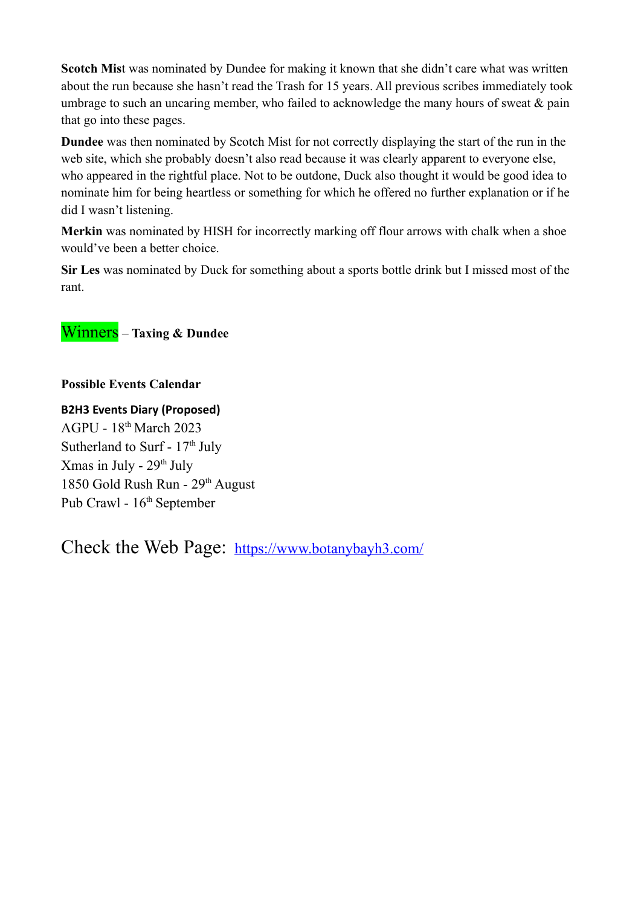**Scotch Mis**t was nominated by Dundee for making it known that she didn't care what was written about the run because she hasn't read the Trash for 15 years. All previous scribes immediately took umbrage to such an uncaring member, who failed to acknowledge the many hours of sweat & pain that go into these pages.

**Dundee** was then nominated by Scotch Mist for not correctly displaying the start of the run in the web site, which she probably doesn't also read because it was clearly apparent to everyone else, who appeared in the rightful place. Not to be outdone, Duck also thought it would be good idea to nominate him for being heartless or something for which he offered no further explanation or if he did I wasn't listening.

**Merkin** was nominated by HISH for incorrectly marking off flour arrows with chalk when a shoe would've been a better choice.

**Sir Les** was nominated by Duck for something about a sports bottle drink but I missed most of the rant.

Winners – **Taxing & Dundee**

**Possible Events Calendar**

**B2H3 Events Diary (Proposed)**

AGPU - 18th March 2023
Sutherland to Surf - 17th July
Xmas in July - 29th July
1850 Gold Rush Run - 29th August
Pub Crawl - 16th September

Check the Web Page: https://www.botanybayh3.com/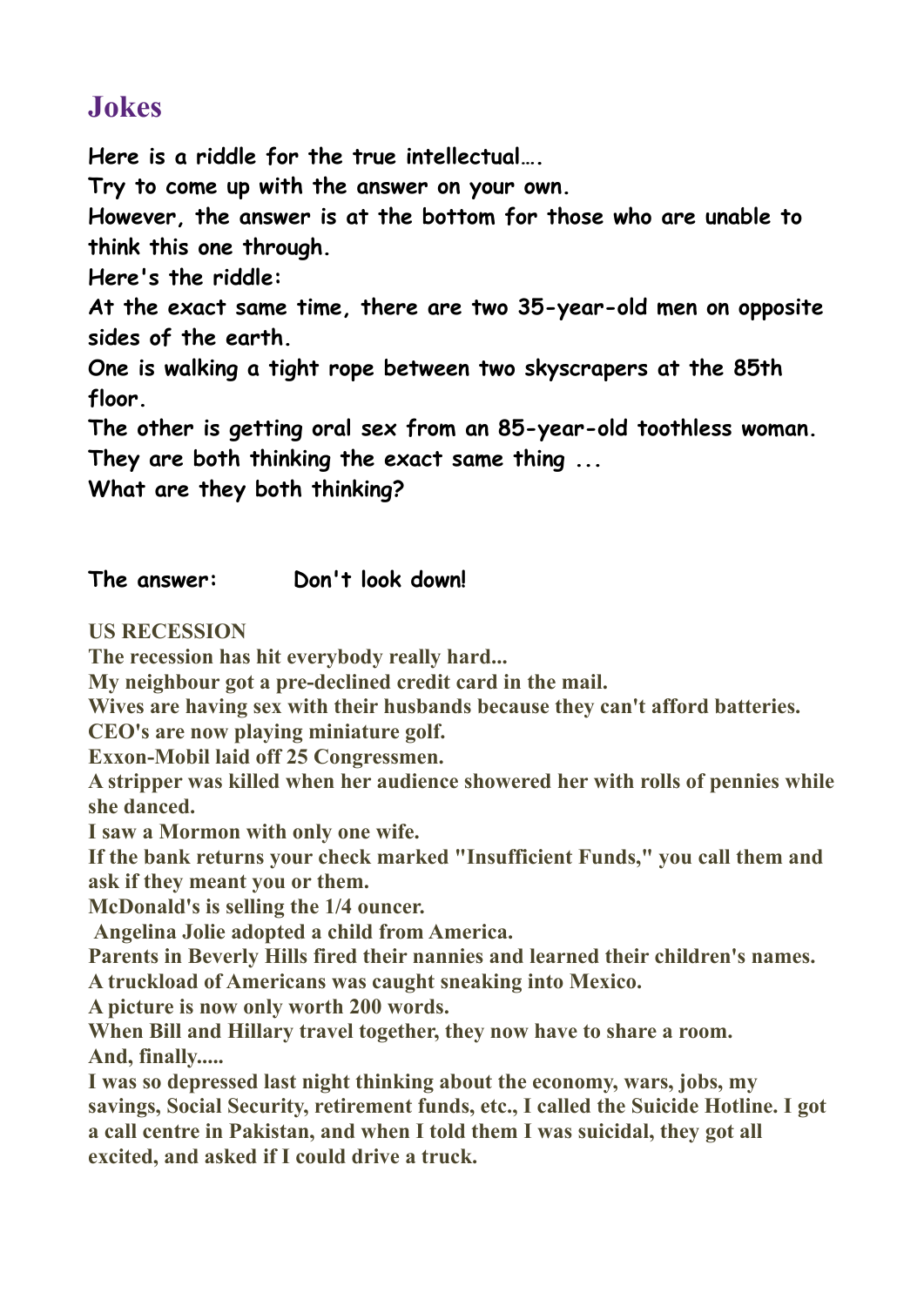# Jokes

**Here is a riddle for the true intellectual….**

**Try to come up with the answer on your own.**

**However, the answer is at the bottom for those who are unable to think this one through.**

**Here's the riddle:**

**At the exact same time, there are two 35-year-old men on opposite sides of the earth.**

**One is walking a tight rope between two skyscrapers at the 85th floor.**

**The other is getting oral sex from an 85-year-old toothless woman.**

**They are both thinking the exact same thing ...**

**What are they both thinking?**

**The answer: Don't look down!**

**US RECESSION**

**The recession has hit everybody really hard...**

**My neighbour got a pre-declined credit card in the mail.**

**Wives are having sex with their husbands because they can't afford batteries.**

**CEO's are now playing miniature golf.**

**Exxon-Mobil laid off 25 Congressmen.**

**A stripper was killed when her audience showered her with rolls of pennies while she danced.**

**I saw a Mormon with only one wife.**

**If the bank returns your check marked "Insufficient Funds," you call them and ask if they meant you or them.**

**McDonald's is selling the 1/4 ouncer.**

**Angelina Jolie adopted a child from America.**

**Parents in Beverly Hills fired their nannies and learned their children's names.**

**A truckload of Americans was caught sneaking into Mexico.**

**A picture is now only worth 200 words.**

**When Bill and Hillary travel together, they now have to share a room.**

**And, finally.....**

**I was so depressed last night thinking about the economy, wars, jobs, my savings, Social Security, retirement funds, etc., I called the Suicide Hotline. I got a call centre in Pakistan, and when I told them I was suicidal, they got all excited, and asked if I could drive a truck.**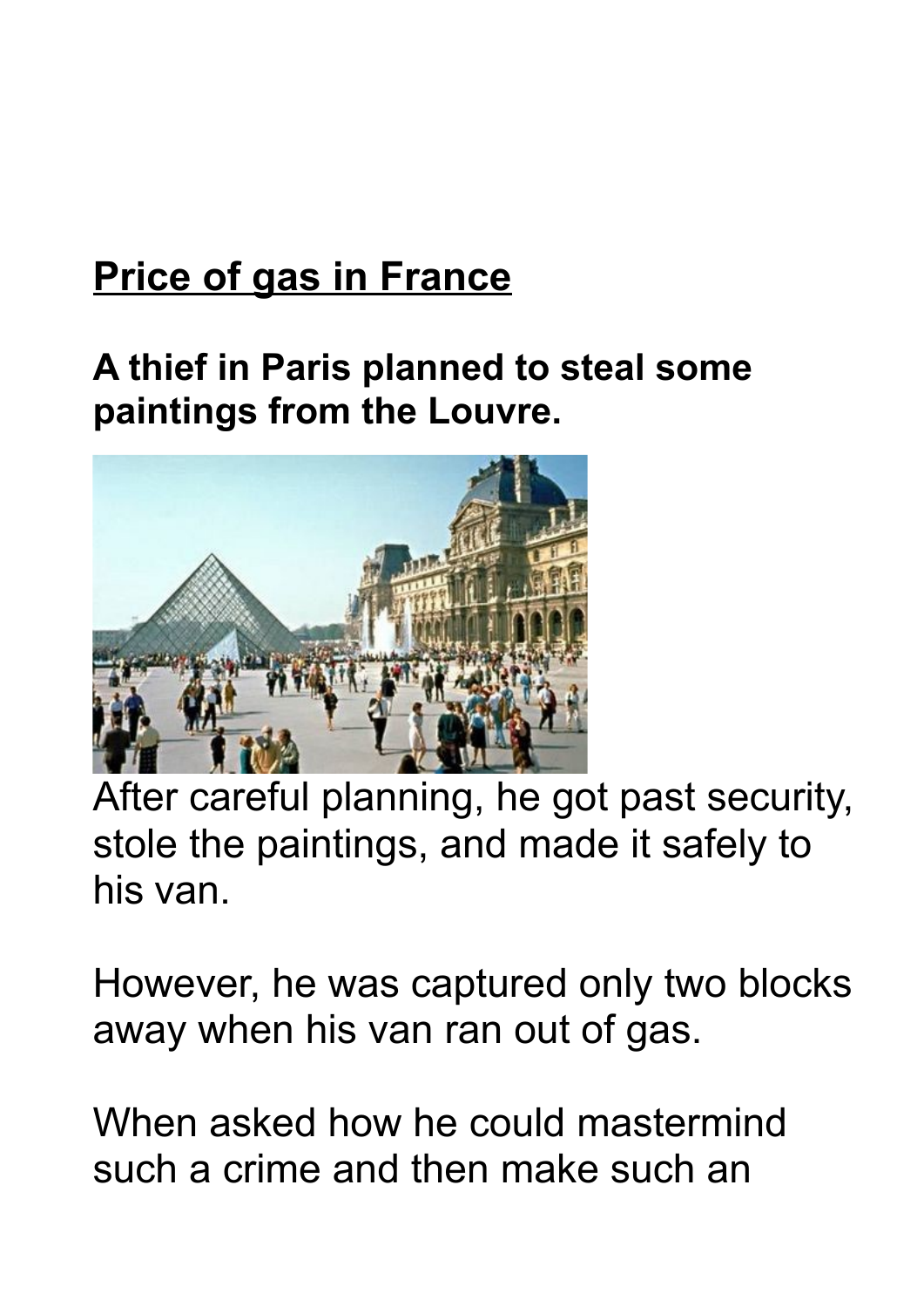## Price of gas in France

**A thief in Paris planned to steal some paintings from the Louvre.**

After careful planning, he got past security, stole the paintings, and made it safely to his van.

However, he was captured only two blocks away when his van ran out of gas.

When asked how he could mastermind such a crime and then make such an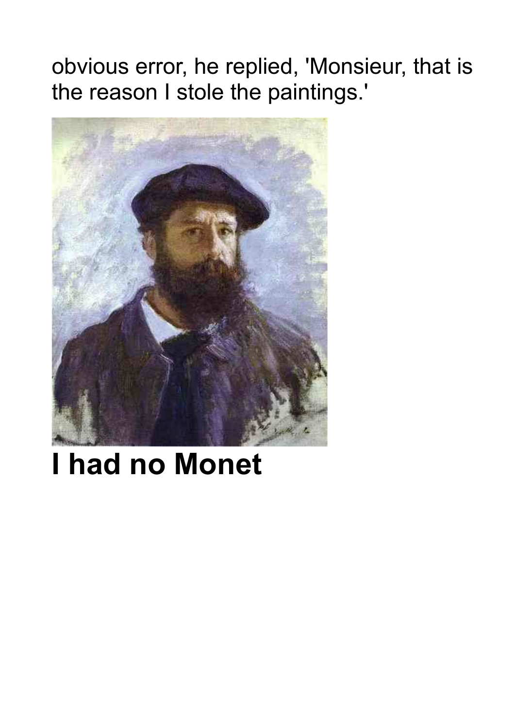obvious error, he replied, 'Monsieur, that is the reason I stole the paintings.'

**I had no Monet**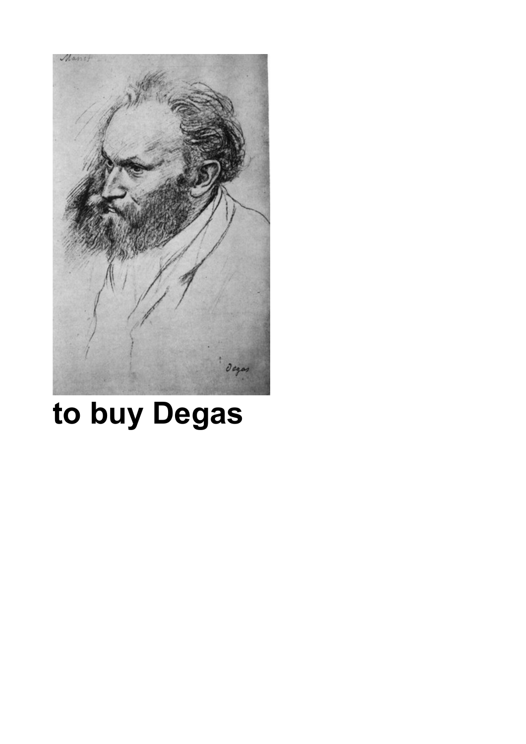**to buy Degas**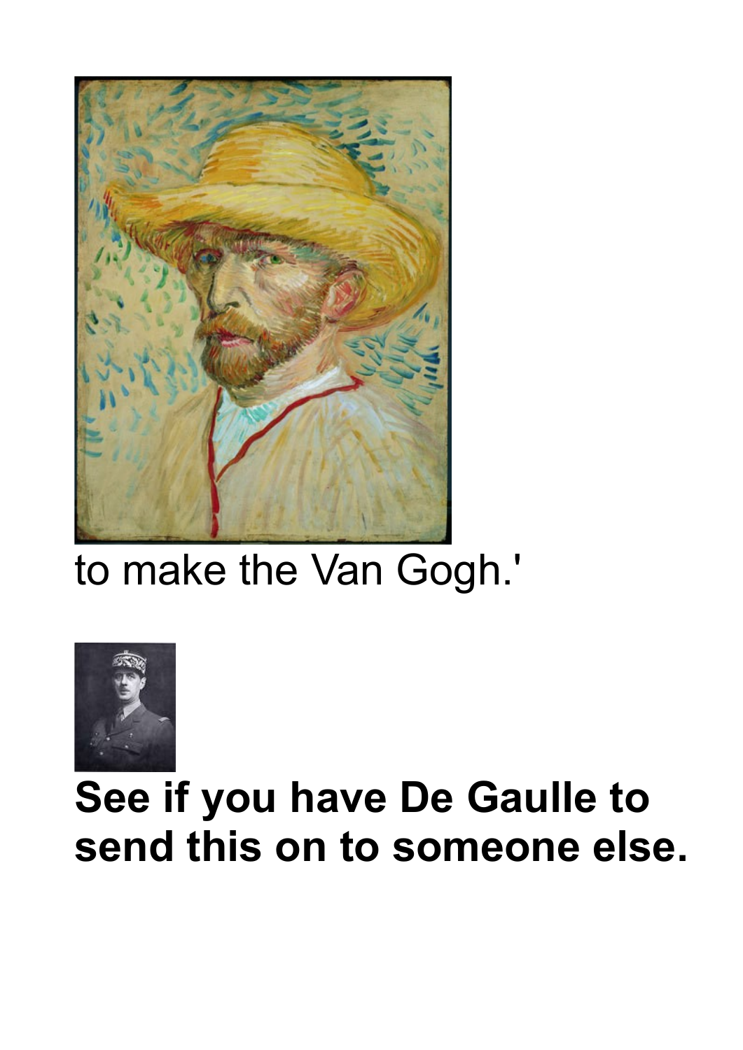to make the Van Gogh.'

**See if you have De Gaulle to send this on to someone else.**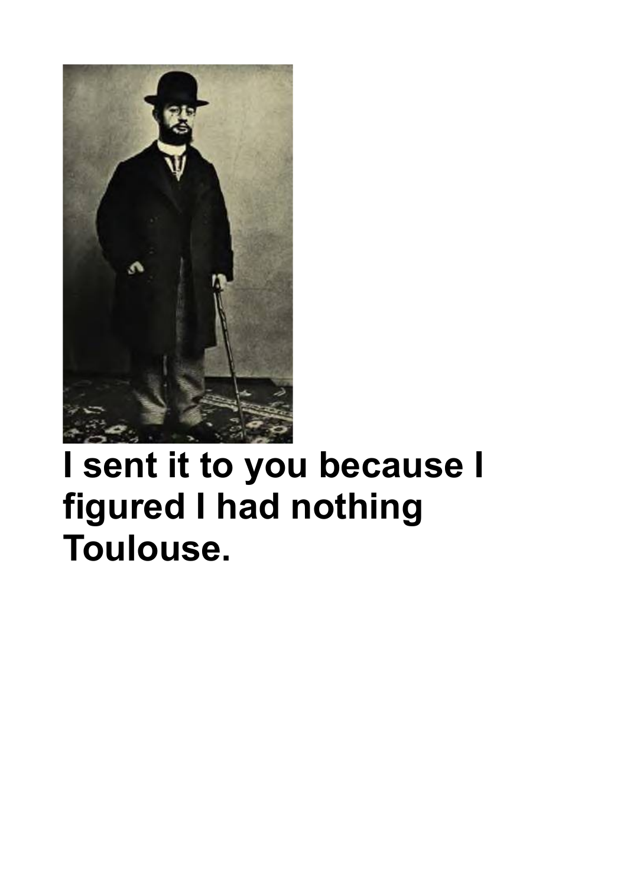**I sent it to you because I figured I had nothing Toulouse.**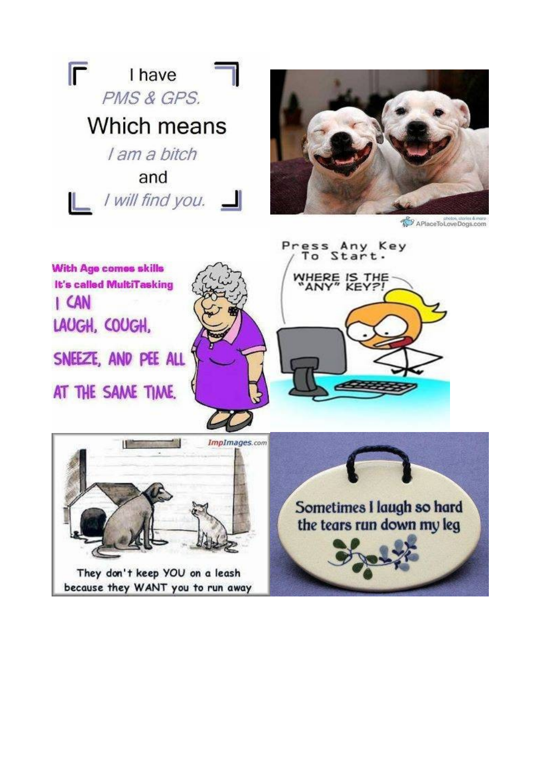I have

*PMS & GPS.*

Which means

*I am a bitch*

and

*I will find you.*

APlaceToLoveDogs.com

With Age comes skills

It's called MultiTasking

I CAN LAUGH, COUGH, SNEEZE, AND PEE ALL AT THE SAME TIME.

Press Any Key To Start.

WHERE IS THE "ANY" KEY?!

ImpImages.com

They don't keep YOU on a leash because they WANT you to run away

Sometimes I laugh so hard the tears run down my leg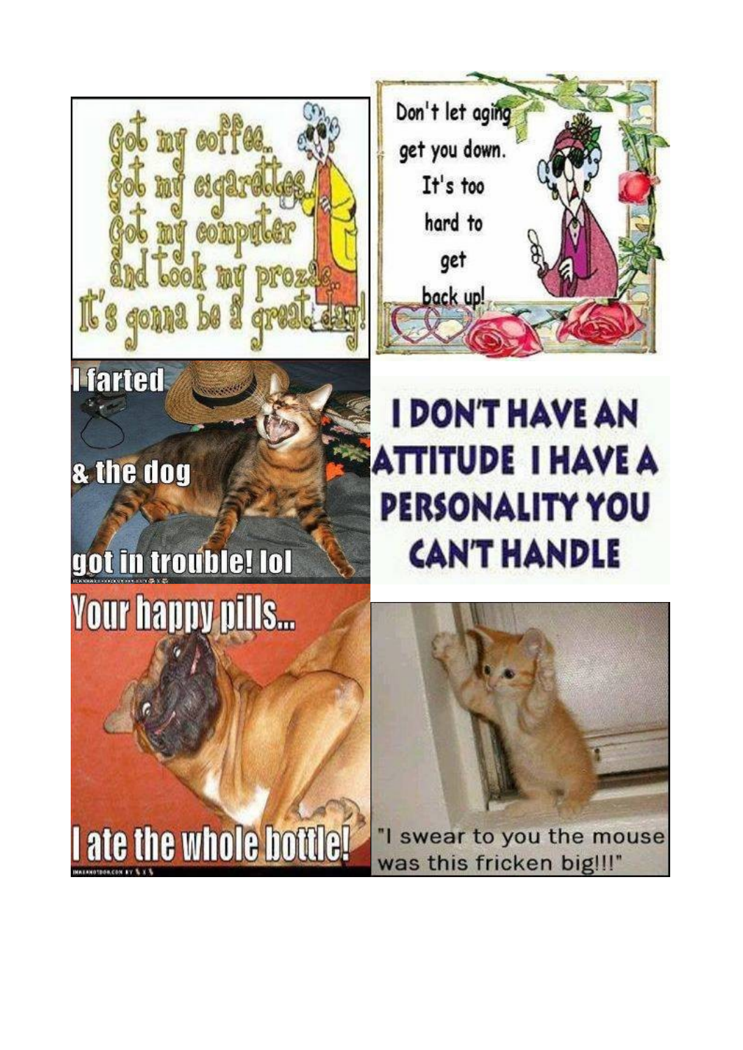Got my coffee..
Got my cigarettes..
Got my computer
and took my prozac..
It's gonna be a great day!

Don't let aging get you down. It's too hard to get back up!

I farted

& the dog

got in trouble! lol

I DON'T HAVE AN ATTITUDE I HAVE A PERSONALITY YOU CAN'T HANDLE

Your happy pills...

I ate the whole bottle!

"I swear to you the mouse was this fricken big!!!"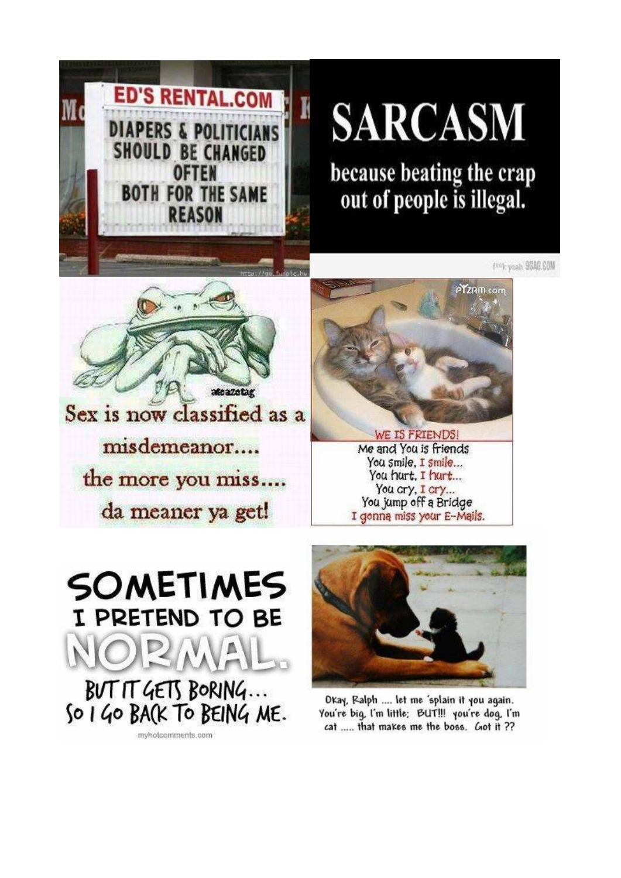ED'S RENTAL.COM

DIAPERS & POLITICIANS SHOULD BE CHANGED OFTEN BOTH FOR THE SAME REASON

# SARCASM

because beating the crap out of people is illegal.

Sex is now classified as a misdemeanor....

the more you miss....

da meaner ya get!

WE IS FRIENDS!

Me and You is friends

You smile, I smile...

You hurt, I hurt...

You cry, I cry...

You jump off a Bridge

I gonna miss your E-Mails.

SOMETIMES I PRETEND TO BE NORMAL.

BUT IT GETS BORING...

SO I GO BACK TO BEING ME.

Okay, Ralph .... let me 'splain it you again. You're big, I'm little; BUT!!! you're dog, I'm cat ..... that makes me the boss. Got it ??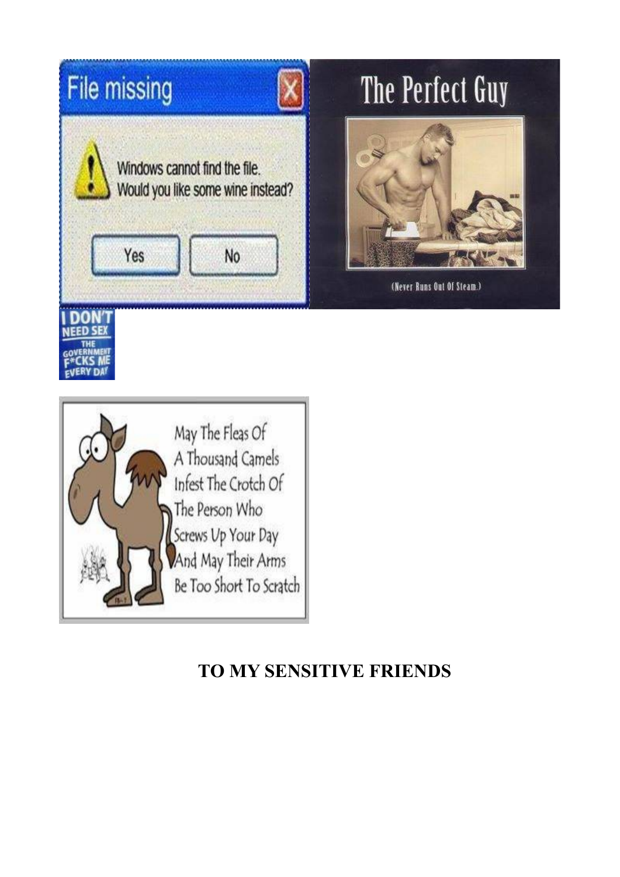File missing

Windows cannot find the file.
Would you like some wine instead?

Yes No

The Perfect Guy

(Never Runs Out Of Steam.)

I DON'T NEED SEX THE GOVERNMENT F*CKS ME EVERY DAY

May The Fleas Of A Thousand Camels Infest The Crotch Of The Person Who Screws Up Your Day And May Their Arms Be Too Short To Scratch

**TO MY SENSITIVE FRIENDS**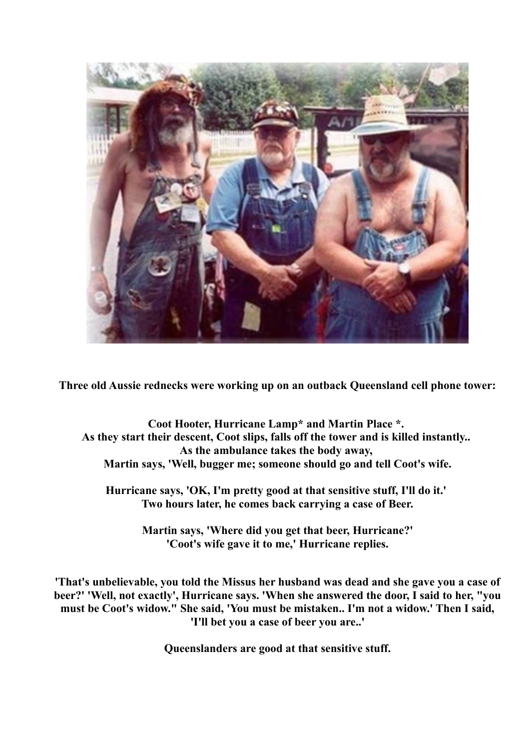**Three old Aussie rednecks were working up on an outback Queensland cell phone tower:**

**Coot Hooter, Hurricane Lamp* and Martin Place *.**
**As they start their descent, Coot slips, falls off the tower and is killed instantly..**
**As the ambulance takes the body away,**
**Martin says, 'Well, bugger me; someone should go and tell Coot's wife.**

**Hurricane says, 'OK, I'm pretty good at that sensitive stuff, I'll do it.'**
**Two hours later, he comes back carrying a case of Beer.**

**Martin says, 'Where did you get that beer, Hurricane?'**
**'Coot's wife gave it to me,' Hurricane replies.**

**'That's unbelievable, you told the Missus her husband was dead and she gave you a case of beer?' 'Well, not exactly', Hurricane says. 'When she answered the door, I said to her, "you must be Coot's widow." She said, 'You must be mistaken.. I'm not a widow.' Then I said, 'I'll bet you a case of beer you are..'**

**Queenslanders are good at that sensitive stuff.**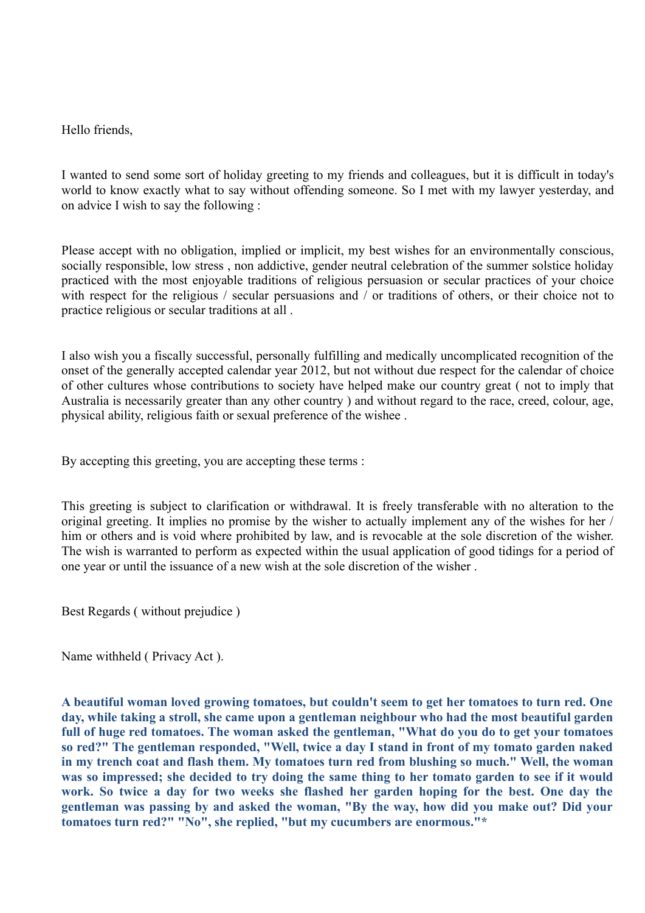Hello friends,

I wanted to send some sort of holiday greeting to my friends and colleagues, but it is difficult in today's world to know exactly what to say without offending someone. So I met with my lawyer yesterday, and on advice I wish to say the following :

Please accept with no obligation, implied or implicit, my best wishes for an environmentally conscious, socially responsible, low stress , non addictive, gender neutral celebration of the summer solstice holiday practiced with the most enjoyable traditions of religious persuasion or secular practices of your choice with respect for the religious / secular persuasions and / or traditions of others, or their choice not to practice religious or secular traditions at all .

I also wish you a fiscally successful, personally fulfilling and medically uncomplicated recognition of the onset of the generally accepted calendar year 2012, but not without due respect for the calendar of choice of other cultures whose contributions to society have helped make our country great ( not to imply that Australia is necessarily greater than any other country ) and without regard to the race, creed, colour, age, physical ability, religious faith or sexual preference of the wishee .

By accepting this greeting, you are accepting these terms :

This greeting is subject to clarification or withdrawal. It is freely transferable with no alteration to the original greeting. It implies no promise by the wisher to actually implement any of the wishes for her / him or others and is void where prohibited by law, and is revocable at the sole discretion of the wisher. The wish is warranted to perform as expected within the usual application of good tidings for a period of one year or until the issuance of a new wish at the sole discretion of the wisher .

Best Regards ( without prejudice )

Name withheld ( Privacy Act ).

**A beautiful woman loved growing tomatoes, but couldn't seem to get her tomatoes to turn red. One day, while taking a stroll, she came upon a gentleman neighbour who had the most beautiful garden full of huge red tomatoes. The woman asked the gentleman, "What do you do to get your tomatoes so red?" The gentleman responded, "Well, twice a day I stand in front of my tomato garden naked in my trench coat and flash them. My tomatoes turn red from blushing so much." Well, the woman was so impressed; she decided to try doing the same thing to her tomato garden to see if it would work. So twice a day for two weeks she flashed her garden hoping for the best. One day the gentleman was passing by and asked the woman, "By the way, how did you make out? Did your tomatoes turn red?" "No", she replied, "but my cucumbers are enormous."***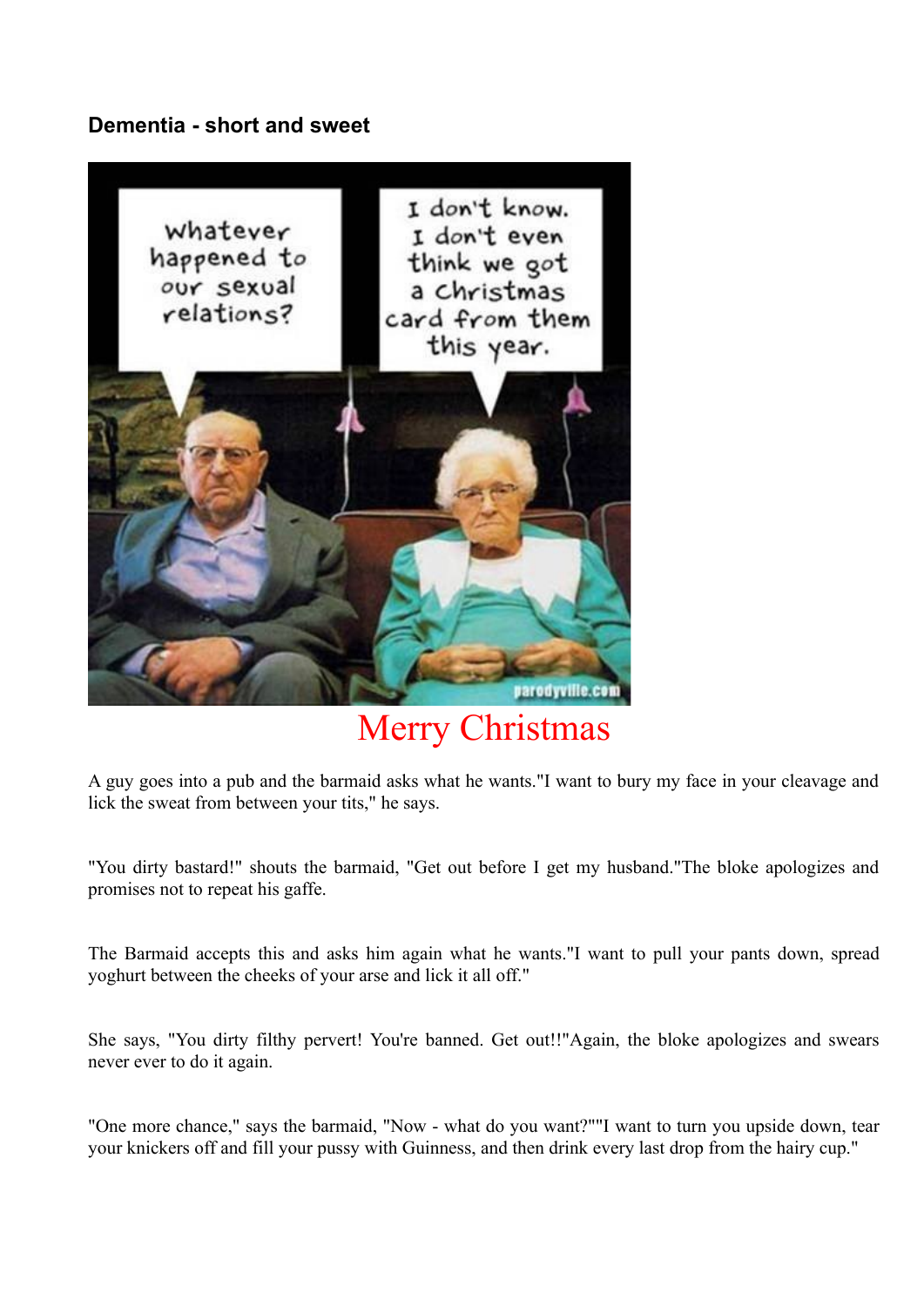**Dementia - short and sweet**

Merry Christmas

A guy goes into a pub and the barmaid asks what he wants."I want to bury my face in your cleavage and lick the sweat from between your tits," he says.

"You dirty bastard!" shouts the barmaid, "Get out before I get my husband."The bloke apologizes and promises not to repeat his gaffe.

The Barmaid accepts this and asks him again what he wants."I want to pull your pants down, spread yoghurt between the cheeks of your arse and lick it all off."

She says, "You dirty filthy pervert! You're banned. Get out!!"Again, the bloke apologizes and swears never ever to do it again.

"One more chance," says the barmaid, "Now - what do you want?""I want to turn you upside down, tear your knickers off and fill your pussy with Guinness, and then drink every last drop from the hairy cup."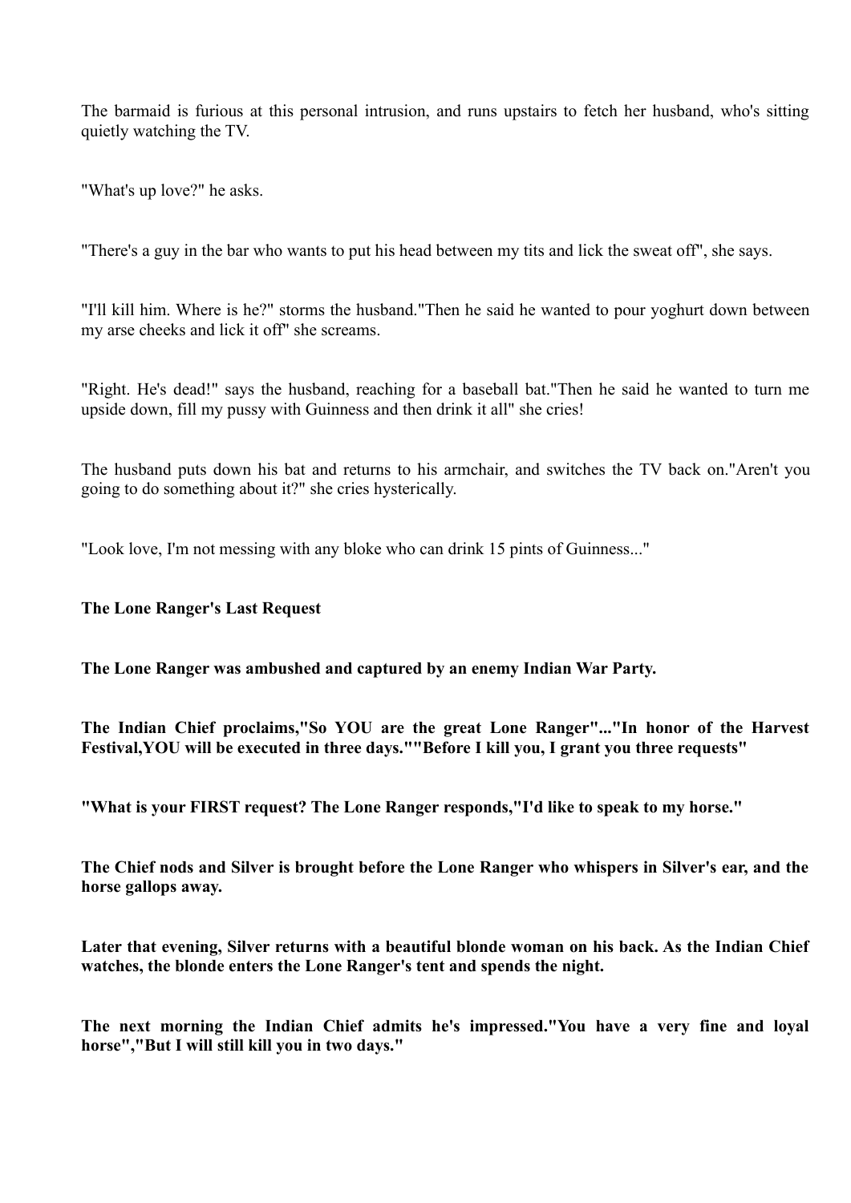The barmaid is furious at this personal intrusion, and runs upstairs to fetch her husband, who's sitting quietly watching the TV.

"What's up love?" he asks.

"There's a guy in the bar who wants to put his head between my tits and lick the sweat off", she says.

"I'll kill him. Where is he?" storms the husband."Then he said he wanted to pour yoghurt down between my arse cheeks and lick it off" she screams.

"Right. He's dead!" says the husband, reaching for a baseball bat."Then he said he wanted to turn me upside down, fill my pussy with Guinness and then drink it all" she cries!

The husband puts down his bat and returns to his armchair, and switches the TV back on."Aren't you going to do something about it?" she cries hysterically.

"Look love, I'm not messing with any bloke who can drink 15 pints of Guinness..."

**The Lone Ranger's Last Request**

**The Lone Ranger was ambushed and captured by an enemy Indian War Party.**

**The Indian Chief proclaims,"So YOU are the great Lone Ranger"..."In honor of the Harvest Festival,YOU will be executed in three days.""Before I kill you, I grant you three requests"**

**"What is your FIRST request? The Lone Ranger responds,"I'd like to speak to my horse."**

**The Chief nods and Silver is brought before the Lone Ranger who whispers in Silver's ear, and the horse gallops away.**

**Later that evening, Silver returns with a beautiful blonde woman on his back. As the Indian Chief watches, the blonde enters the Lone Ranger's tent and spends the night.**

**The next morning the Indian Chief admits he's impressed."You have a very fine and loyal horse","But I will still kill you in two days."**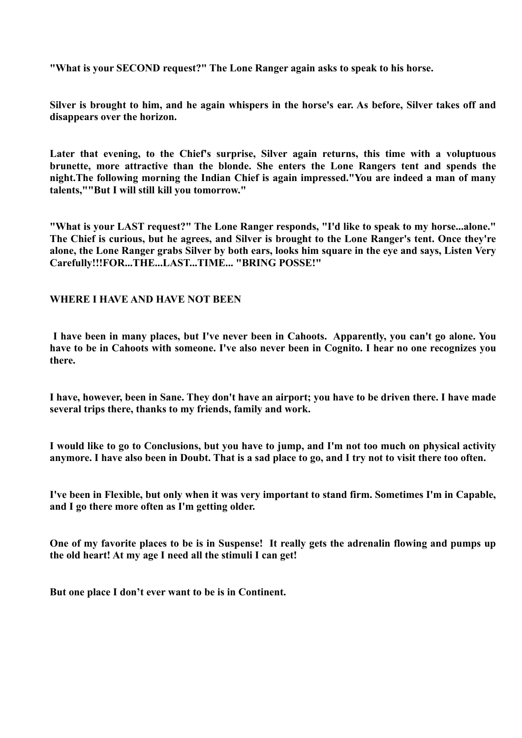**"What is your SECOND request?" The Lone Ranger again asks to speak to his horse.**

**Silver is brought to him, and he again whispers in the horse's ear. As before, Silver takes off and disappears over the horizon.**

**Later that evening, to the Chief's surprise, Silver again returns, this time with a voluptuous brunette, more attractive than the blonde. She enters the Lone Rangers tent and spends the night.The following morning the Indian Chief is again impressed."You are indeed a man of many talents,""But I will still kill you tomorrow."**

**"What is your LAST request?" The Lone Ranger responds, "I'd like to speak to my horse...alone." The Chief is curious, but he agrees, and Silver is brought to the Lone Ranger's tent. Once they're alone, the Lone Ranger grabs Silver by both ears, looks him square in the eye and says, Listen Very Carefully!!!FOR...THE...LAST...TIME... "BRING POSSE!"**

**WHERE I HAVE AND HAVE NOT BEEN**

**I have been in many places, but I've never been in Cahoots. Apparently, you can't go alone. You have to be in Cahoots with someone. I've also never been in Cognito. I hear no one recognizes you there.**

**I have, however, been in Sane. They don't have an airport; you have to be driven there. I have made several trips there, thanks to my friends, family and work.**

**I would like to go to Conclusions, but you have to jump, and I'm not too much on physical activity anymore. I have also been in Doubt. That is a sad place to go, and I try not to visit there too often.**

**I've been in Flexible, but only when it was very important to stand firm. Sometimes I'm in Capable, and I go there more often as I'm getting older.**

**One of my favorite places to be is in Suspense! It really gets the adrenalin flowing and pumps up the old heart! At my age I need all the stimuli I can get!**

**But one place I don't ever want to be is in Continent.**